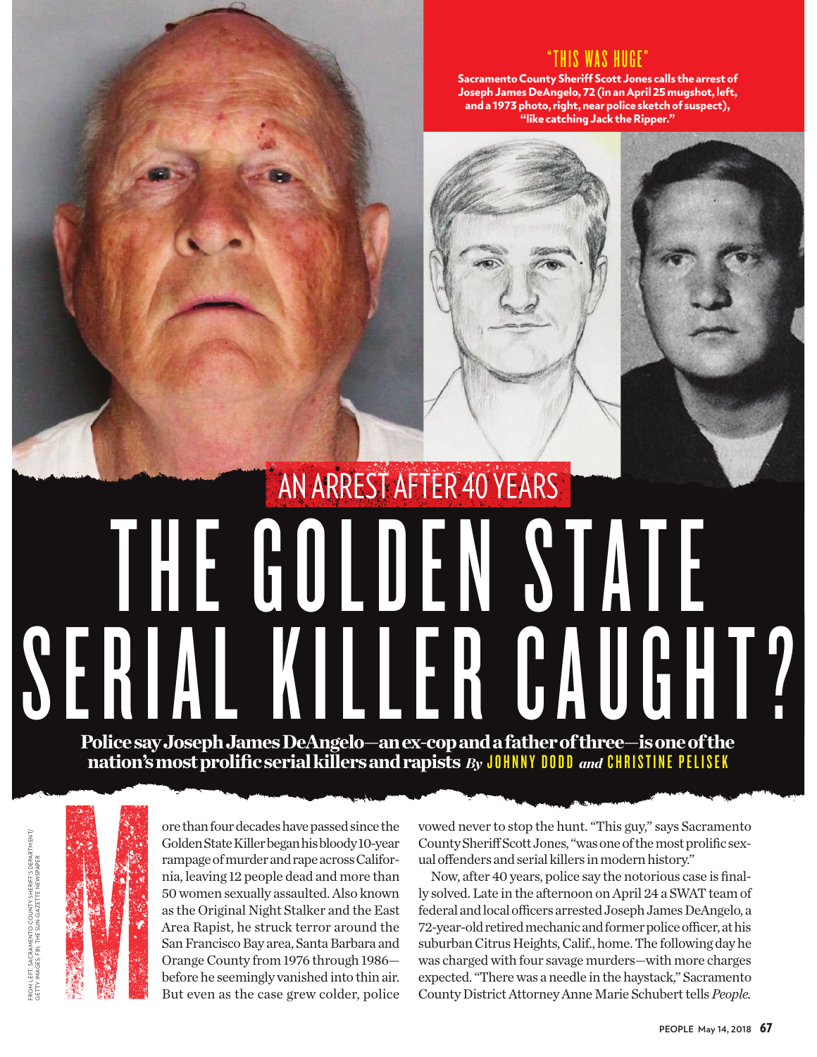## "THIS WAS HUGE"

**Sacramento County Sheriff Scott Jones calls the arrest of Joseph James DeAngelo, 72 (in an April 25 mugshot, left, and a 1973 photo, right, near police sketch of suspect), "like catching Jack the Ripper."**

### AN ARREST AFTER 40 YEARS

# THE GOLDEN STATE SERIAL KILLER CAUGHT?

**Police say Joseph James DeAngelo—an ex-cop and a father of three—is one of the nation's most prolific serial killers and rapists** *By* JOHNNY DODD *and* CHRISTINE PELISEK

FROM LEFT: SACRAMENTO COUNTY SHERIFF'S DEPARTMENT/GETTY IMAGES; FBI; THE SUN-GAZETTE NEWSPAPER

More than four decades have passed since the Golden State Killer began his bloody 10-year rampage of murder and rape across California, leaving 12 people dead and more than 50 women sexually assaulted. Also known as the Original Night Stalker and the East Area Rapist, he struck terror around the San Francisco Bay area, Santa Barbara and Orange County from 1976 through 1986—before he seemingly vanished into thin air. But even as the case grew colder, police vowed never to stop the hunt. "This guy," says Sacramento County Sheriff Scott Jones, "was one of the most prolific sexual offenders and serial killers in modern history."

Now, after 40 years, police say the notorious case is finally solved. Late in the afternoon on April 24 a SWAT team of federal and local officers arrested Joseph James DeAngelo, a 72-year-old retired mechanic and former police officer, at his suburban Citrus Heights, Calif., home. The following day he was charged with four savage murders—with more charges expected. "There was a needle in the haystack," Sacramento County District Attorney Anne Marie Schubert tells *People.*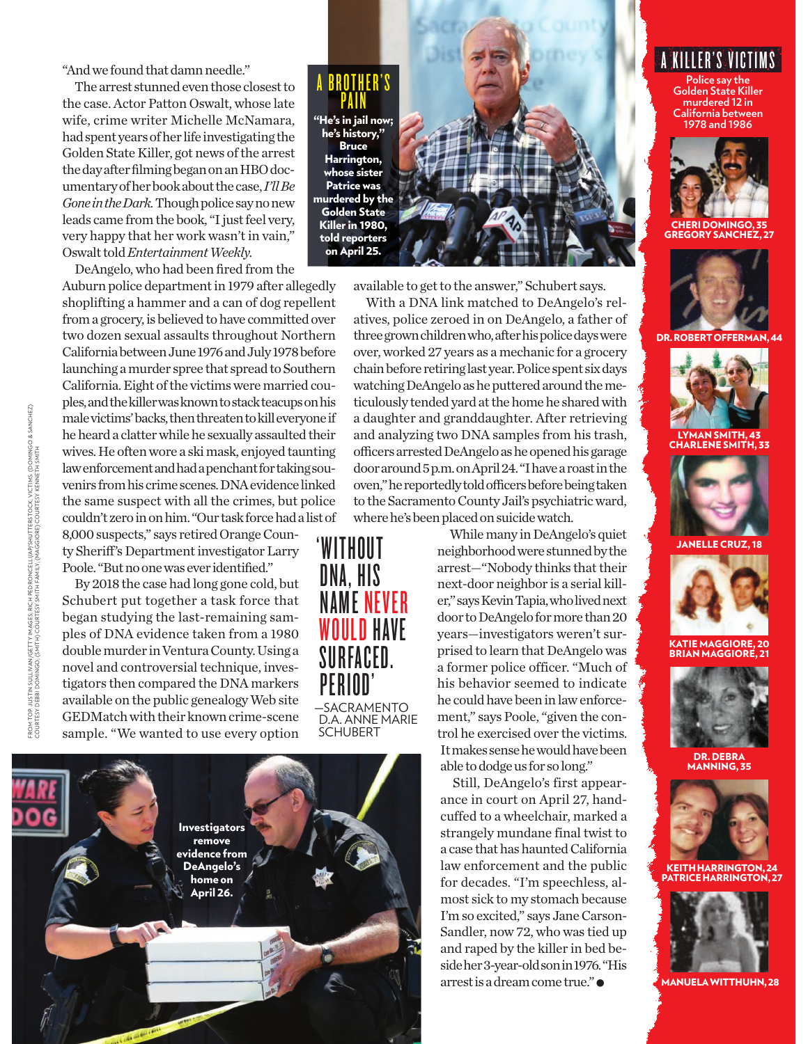"And we found that damn needle."

The arrest stunned even those closest to the case. Actor Patton Oswalt, whose late wife, crime writer Michelle McNamara, had spent years of her life investigating the Golden State Killer, got news of the arrest the day after filming began on an HBO documentary of her book about the case, *I'll Be Gone in the Dark*. Though police say no new leads came from the book, "I just feel very, very happy that her work wasn't in vain," Oswalt told *Entertainment Weekly*.

DeAngelo, who had been fired from the Auburn police department in 1979 after allegedly shoplifting a hammer and a can of dog repellent from a grocery, is believed to have committed over two dozen sexual assaults throughout Northern California between June 1976 and July 1978 before launching a murder spree that spread to Southern California. Eight of the victims were married couples, and the killer was known to stack teacups on his male victims' backs, then threaten to kill everyone if he heard a clatter while he sexually assaulted their wives. He often wore a ski mask, enjoyed taunting law enforcement and had a penchant for taking souvenirs from his crime scenes. DNA evidence linked the same suspect with all the crimes, but police couldn't zero in on him. "Our task force had a list of 8,000 suspects," says retired Orange County Sheriff's Department investigator Larry Poole. "But no one was ever identified."

By 2018 the case had long gone cold, but Schubert put together a task force that began studying the last-remaining samples of DNA evidence taken from a 1980 double murder in Ventura County. Using a novel and controversial technique, investigators then compared the DNA markers available on the public genealogy Web site GEDMatch with their known crime-scene sample. "We wanted to use every option available to get to the answer," Schubert says.

With a DNA link matched to DeAngelo's relatives, police zeroed in on DeAngelo, a father of three grown children who, after his police days were over, worked 27 years as a mechanic for a grocery chain before retiring last year. Police spent six days watching DeAngelo as he puttered around the meticulously tended yard at the home he shared with a daughter and granddaughter. After retrieving and analyzing two DNA samples from his trash, officers arrested DeAngelo as he opened his garage door around 5 p.m. on April 24. "I have a roast in the oven," he reportedly told officers before being taken to the Sacramento County Jail's psychiatric ward, where he's been placed on suicide watch.

## 'WITHOUT DNA, HIS NAME NEVER WOULD HAVE SURFACED. PERIOD'

—SACRAMENTO D.A. ANNE MARIE SCHUBERT

While many in DeAngelo's quiet neighborhood were stunned by the arrest—"Nobody thinks that their next-door neighbor is a serial killer," says Kevin Tapia, who lived next door to DeAngelo for more than 20 years—investigators weren't surprised to learn that DeAngelo was a former police officer. "Much of his behavior seemed to indicate he could have been in law enforcement," says Poole, "given the control he exercised over the victims. It makes sense he would have been able to dodge us for so long."

Still, DeAngelo's first appearance in court on April 27, handcuffed to a wheelchair, marked a strangely mundane final twist to a case that has haunted California law enforcement and the public for decades. "I'm speechless, almost sick to my stomach because I'm so excited," says Jane Carson-Sandler, now 72, who was tied up and raped by the killer in bed beside her 3-year-old son in 1976. "His arrest is a dream come true." ●

### A BROTHER'S PAIN

"He's in jail now; he's history," Bruce Harrington, whose sister Patrice was murdered by the Golden State Killer in 1980, told reporters on April 25.

Investigators remove evidence from DeAngelo's home on April 26.

### A KILLER'S VICTIMS

Police say the Golden State Killer murdered 12 in California between 1978 and 1986

CHERI DOMINGO, 35
GREGORY SANCHEZ, 27

DR. ROBERT OFFERMAN, 44

LYMAN SMITH, 43
CHARLENE SMITH, 33

JANELLE CRUZ, 18

KATIE MAGGIORE, 20
BRIAN MAGGIORE, 21

DR. DEBRA MANNING, 35

KEITH HARRINGTON, 24
PATRICE HARRINGTON, 27

MANUELA WITTHUHN, 28

FROM TOP: JUSTIN SULLIVAN/GETTY IMAGES; RICH PEDRONCELLI/AP/SHUTTERSTOCK; VICTIMS: (DOMINGO & SANCHEZ) COURTESY DEBBI DOMINGO; (SMITH) COURTESY SMITH FAMILY; (MAGGIORE) COURTESY KENNETH SMITH